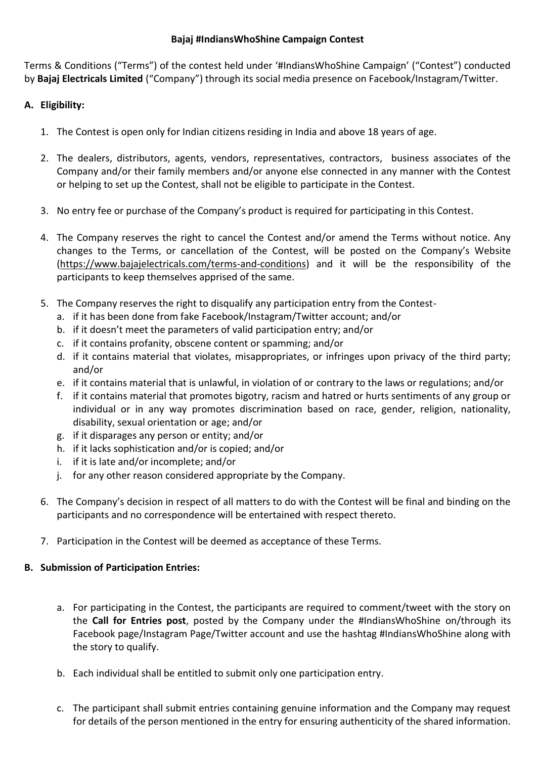# Bajaj #IndiansWhoShine Campaign Contest

Terms & Conditions ("Terms") of the contest held under '#IndiansWhoShine Campaign' ("Contest") conducted by **Bajaj Electricals Limited** ("Company") through its social media presence on Facebook/Instagram/Twitter.

## A. Eligibility:

1. The Contest is open only for Indian citizens residing in India and above 18 years of age.

2. The dealers, distributors, agents, vendors, representatives, contractors, business associates of the Company and/or their family members and/or anyone else connected in any manner with the Contest or helping to set up the Contest, shall not be eligible to participate in the Contest.

3. No entry fee or purchase of the Company's product is required for participating in this Contest.

4. The Company reserves the right to cancel the Contest and/or amend the Terms without notice. Any changes to the Terms, or cancellation of the Contest, will be posted on the Company's Website (https://www.bajajelectricals.com/terms-and-conditions) and it will be the responsibility of the participants to keep themselves apprised of the same.

5. The Company reserves the right to disqualify any participation entry from the Contest-
   a. if it has been done from fake Facebook/Instagram/Twitter account; and/or
   b. if it doesn't meet the parameters of valid participation entry; and/or
   c. if it contains profanity, obscene content or spamming; and/or
   d. if it contains material that violates, misappropriates, or infringes upon privacy of the third party; and/or
   e. if it contains material that is unlawful, in violation of or contrary to the laws or regulations; and/or
   f. if it contains material that promotes bigotry, racism and hatred or hurts sentiments of any group or individual or in any way promotes discrimination based on race, gender, religion, nationality, disability, sexual orientation or age; and/or
   g. if it disparages any person or entity; and/or
   h. if it lacks sophistication and/or is copied; and/or
   i. if it is late and/or incomplete; and/or
   j. for any other reason considered appropriate by the Company.

6. The Company's decision in respect of all matters to do with the Contest will be final and binding on the participants and no correspondence will be entertained with respect thereto.

7. Participation in the Contest will be deemed as acceptance of these Terms.

## B. Submission of Participation Entries:

a. For participating in the Contest, the participants are required to comment/tweet with the story on the **Call for Entries post**, posted by the Company under the #IndiansWhoShine on/through its Facebook page/Instagram Page/Twitter account and use the hashtag #IndiansWhoShine along with the story to qualify.

b. Each individual shall be entitled to submit only one participation entry.

c. The participant shall submit entries containing genuine information and the Company may request for details of the person mentioned in the entry for ensuring authenticity of the shared information.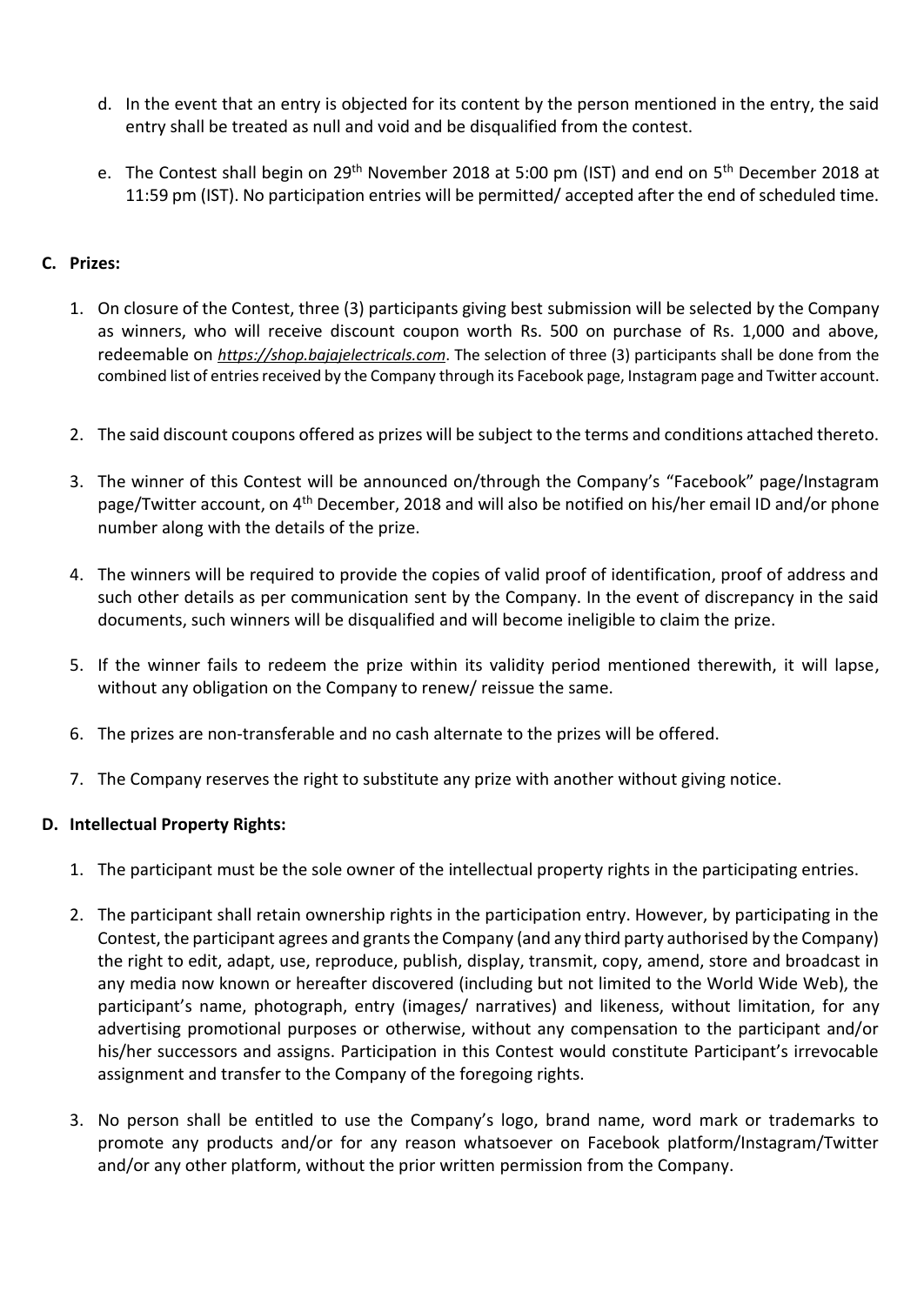d. In the event that an entry is objected for its content by the person mentioned in the entry, the said entry shall be treated as null and void and be disqualified from the contest.

e. The Contest shall begin on 29th November 2018 at 5:00 pm (IST) and end on 5th December 2018 at 11:59 pm (IST). No participation entries will be permitted/ accepted after the end of scheduled time.

**C. Prizes:**

1. On closure of the Contest, three (3) participants giving best submission will be selected by the Company as winners, who will receive discount coupon worth Rs. 500 on purchase of Rs. 1,000 and above, redeemable on *https://shop.bajajelectricals.com*. The selection of three (3) participants shall be done from the combined list of entries received by the Company through its Facebook page, Instagram page and Twitter account.

2. The said discount coupons offered as prizes will be subject to the terms and conditions attached thereto.

3. The winner of this Contest will be announced on/through the Company's "Facebook" page/Instagram page/Twitter account, on 4th December, 2018 and will also be notified on his/her email ID and/or phone number along with the details of the prize.

4. The winners will be required to provide the copies of valid proof of identification, proof of address and such other details as per communication sent by the Company. In the event of discrepancy in the said documents, such winners will be disqualified and will become ineligible to claim the prize.

5. If the winner fails to redeem the prize within its validity period mentioned therewith, it will lapse, without any obligation on the Company to renew/ reissue the same.

6. The prizes are non-transferable and no cash alternate to the prizes will be offered.

7. The Company reserves the right to substitute any prize with another without giving notice.

**D. Intellectual Property Rights:**

1. The participant must be the sole owner of the intellectual property rights in the participating entries.

2. The participant shall retain ownership rights in the participation entry. However, by participating in the Contest, the participant agrees and grants the Company (and any third party authorised by the Company) the right to edit, adapt, use, reproduce, publish, display, transmit, copy, amend, store and broadcast in any media now known or hereafter discovered (including but not limited to the World Wide Web), the participant's name, photograph, entry (images/ narratives) and likeness, without limitation, for any advertising promotional purposes or otherwise, without any compensation to the participant and/or his/her successors and assigns. Participation in this Contest would constitute Participant's irrevocable assignment and transfer to the Company of the foregoing rights.

3. No person shall be entitled to use the Company's logo, brand name, word mark or trademarks to promote any products and/or for any reason whatsoever on Facebook platform/Instagram/Twitter and/or any other platform, without the prior written permission from the Company.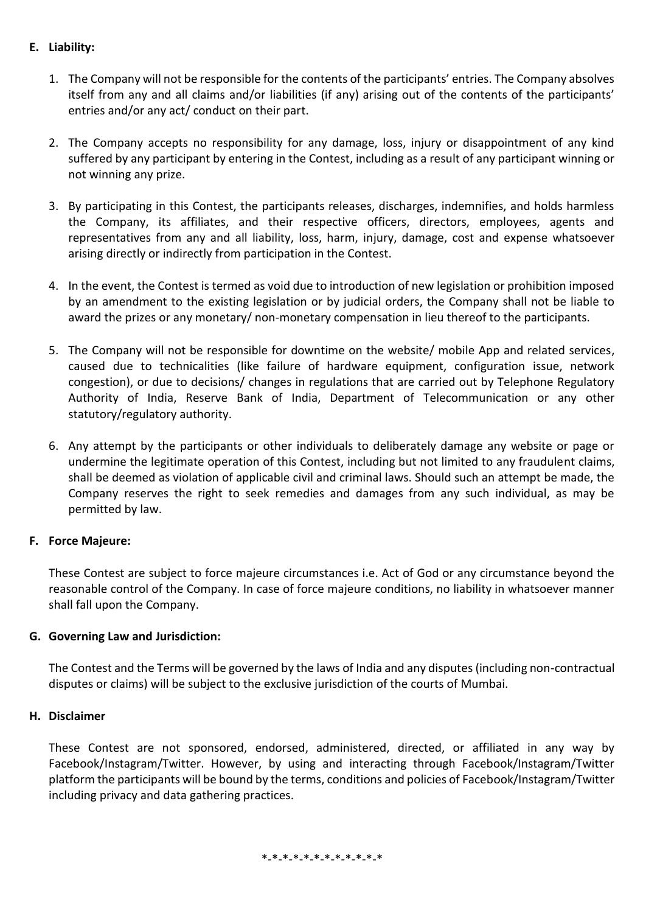**E. Liability:**

1. The Company will not be responsible for the contents of the participants' entries. The Company absolves itself from any and all claims and/or liabilities (if any) arising out of the contents of the participants' entries and/or any act/ conduct on their part.

2. The Company accepts no responsibility for any damage, loss, injury or disappointment of any kind suffered by any participant by entering in the Contest, including as a result of any participant winning or not winning any prize.

3. By participating in this Contest, the participants releases, discharges, indemnifies, and holds harmless the Company, its affiliates, and their respective officers, directors, employees, agents and representatives from any and all liability, loss, harm, injury, damage, cost and expense whatsoever arising directly or indirectly from participation in the Contest.

4. In the event, the Contest is termed as void due to introduction of new legislation or prohibition imposed by an amendment to the existing legislation or by judicial orders, the Company shall not be liable to award the prizes or any monetary/ non-monetary compensation in lieu thereof to the participants.

5. The Company will not be responsible for downtime on the website/ mobile App and related services, caused due to technicalities (like failure of hardware equipment, configuration issue, network congestion), or due to decisions/ changes in regulations that are carried out by Telephone Regulatory Authority of India, Reserve Bank of India, Department of Telecommunication or any other statutory/regulatory authority.

6. Any attempt by the participants or other individuals to deliberately damage any website or page or undermine the legitimate operation of this Contest, including but not limited to any fraudulent claims, shall be deemed as violation of applicable civil and criminal laws. Should such an attempt be made, the Company reserves the right to seek remedies and damages from any such individual, as may be permitted by law.

**F. Force Majeure:**

These Contest are subject to force majeure circumstances i.e. Act of God or any circumstance beyond the reasonable control of the Company. In case of force majeure conditions, no liability in whatsoever manner shall fall upon the Company.

**G. Governing Law and Jurisdiction:**

The Contest and the Terms will be governed by the laws of India and any disputes (including non-contractual disputes or claims) will be subject to the exclusive jurisdiction of the courts of Mumbai.

**H. Disclaimer**

These Contest are not sponsored, endorsed, administered, directed, or affiliated in any way by Facebook/Instagram/Twitter. However, by using and interacting through Facebook/Instagram/Twitter platform the participants will be bound by the terms, conditions and policies of Facebook/Instagram/Twitter including privacy and data gathering practices.

*-*-*-*-*-*-*-*-*-*-*-*